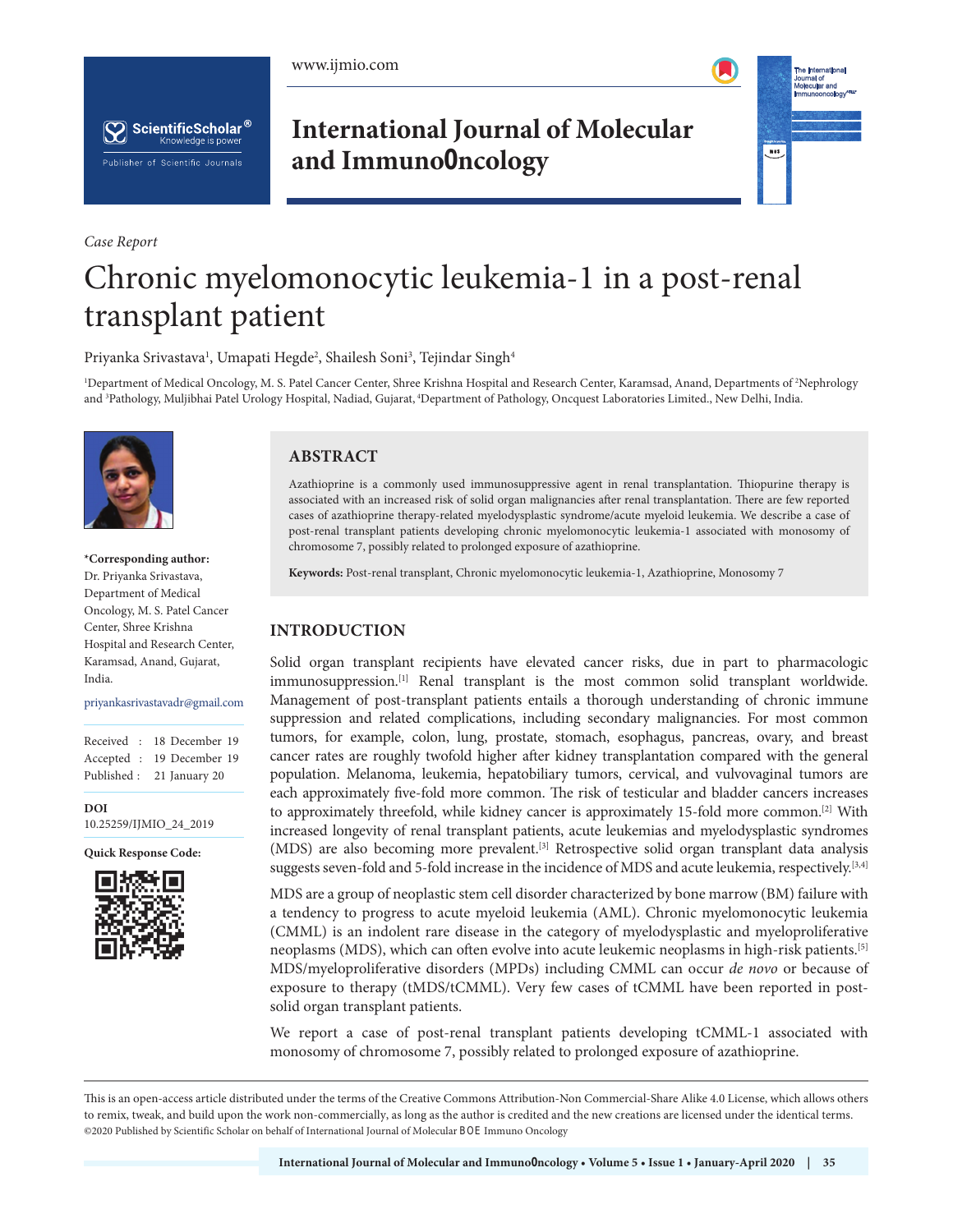*Case Report*

# Chronic myelomonocytic leukemia-1 in a post-renal transplant patient

Priyanka Srivastava[1], Umapati Hegde[2], Shailesh Soni[3], Tejindar Singh[4]

[1]Department of Medical Oncology, M. S. Patel Cancer Center, Shree Krishna Hospital and Research Center, Karamsad, Anand, Departments of [2]Nephrology and [3]Pathology, Muljibhai Patel Urology Hospital, Nadiad, Gujarat, [4]Department of Pathology, Oncquest Laboratories Limited., New Delhi, India.

**\*Corresponding author:**
Dr. Priyanka Srivastava, Department of Medical Oncology, M. S. Patel Cancer Center, Shree Krishna Hospital and Research Center, Karamsad, Anand, Gujarat, India.

priyankasrivastavadr@gmail.com

Received : 18 December 19
Accepted : 19 December 19
Published : 21 January 20

**DOI**
10.25259/IJMIO_24_2019

**Quick Response Code:**

## ABSTRACT

Azathioprine is a commonly used immunosuppressive agent in renal transplantation. Thiopurine therapy is associated with an increased risk of solid organ malignancies after renal transplantation. There are few reported cases of azathioprine therapy-related myelodysplastic syndrome/acute myeloid leukemia. We describe a case of post-renal transplant patients developing chronic myelomonocytic leukemia-1 associated with monosomy of chromosome 7, possibly related to prolonged exposure of azathioprine.

**Keywords:** Post-renal transplant, Chronic myelomonocytic leukemia-1, Azathioprine, Monosomy 7

## INTRODUCTION

Solid organ transplant recipients have elevated cancer risks, due in part to pharmacologic immunosuppression.[1] Renal transplant is the most common solid transplant worldwide. Management of post-transplant patients entails a thorough understanding of chronic immune suppression and related complications, including secondary malignancies. For most common tumors, for example, colon, lung, prostate, stomach, esophagus, pancreas, ovary, and breast cancer rates are roughly twofold higher after kidney transplantation compared with the general population. Melanoma, leukemia, hepatobiliary tumors, cervical, and vulvovaginal tumors are each approximately five-fold more common. The risk of testicular and bladder cancers increases to approximately threefold, while kidney cancer is approximately 15-fold more common.[2] With increased longevity of renal transplant patients, acute leukemias and myelodysplastic syndromes (MDS) are also becoming more prevalent.[3] Retrospective solid organ transplant data analysis suggests seven-fold and 5-fold increase in the incidence of MDS and acute leukemia, respectively.[3,4]

MDS are a group of neoplastic stem cell disorder characterized by bone marrow (BM) failure with a tendency to progress to acute myeloid leukemia (AML). Chronic myelomonocytic leukemia (CMML) is an indolent rare disease in the category of myelodysplastic and myeloproliferative neoplasms (MDS), which can often evolve into acute leukemic neoplasms in high-risk patients.[5] MDS/myeloproliferative disorders (MPDs) including CMML can occur *de novo* or because of exposure to therapy (tMDS/tCMML). Very few cases of tCMML have been reported in post-solid organ transplant patients.

We report a case of post-renal transplant patients developing tCMML-1 associated with monosomy of chromosome 7, possibly related to prolonged exposure of azathioprine.

This is an open-access article distributed under the terms of the Creative Commons Attribution-Non Commercial-Share Alike 4.0 License, which allows others to remix, tweak, and build upon the work non-commercially, as long as the author is credited and the new creations are licensed under the identical terms.
©2020 Published by Scientific Scholar on behalf of International Journal of Molecular BOE Immuno Oncology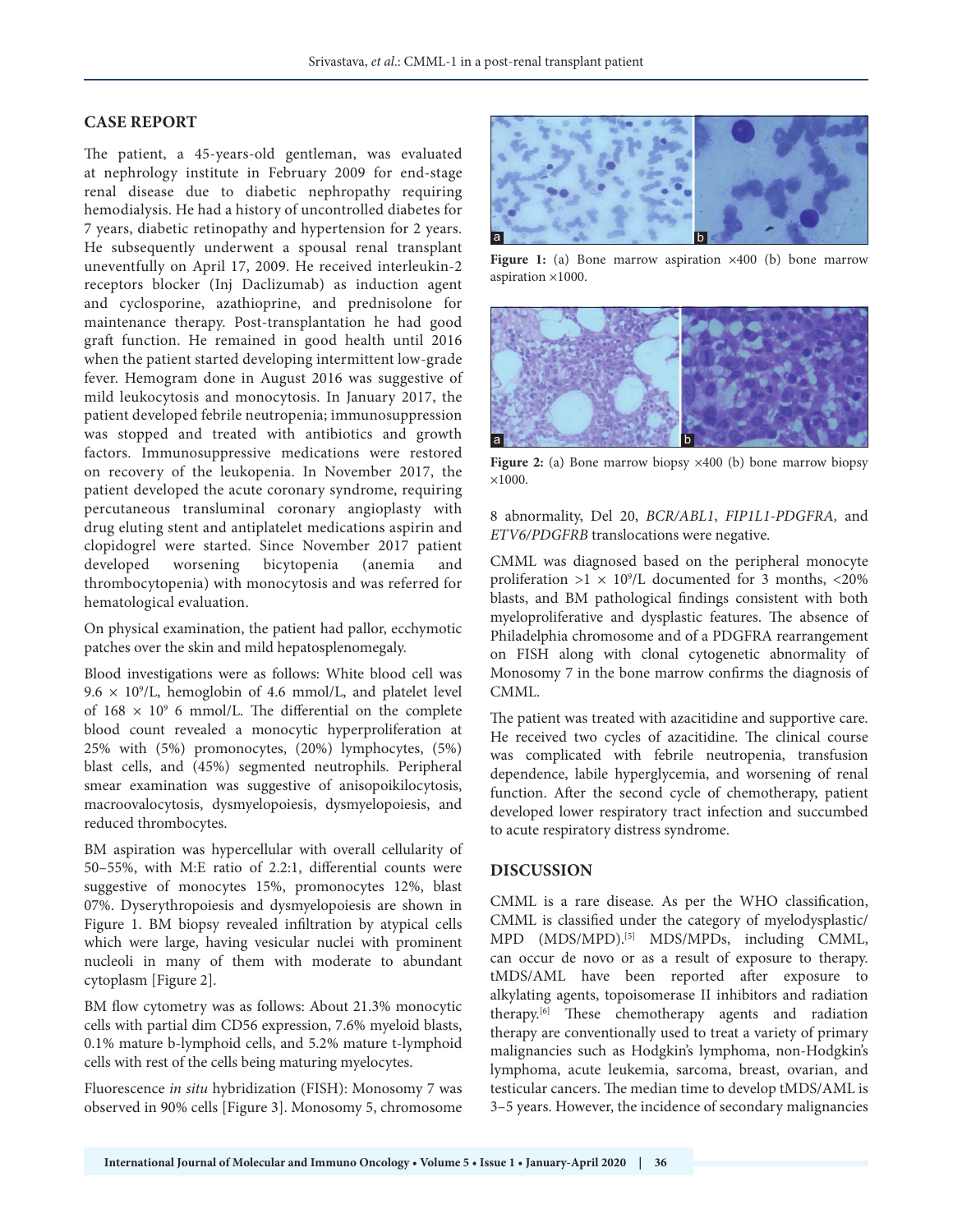## CASE REPORT

The patient, a 45-years-old gentleman, was evaluated at nephrology institute in February 2009 for end-stage renal disease due to diabetic nephropathy requiring hemodialysis. He had a history of uncontrolled diabetes for 7 years, diabetic retinopathy and hypertension for 2 years. He subsequently underwent a spousal renal transplant uneventfully on April 17, 2009. He received interleukin-2 receptors blocker (Inj Daclizumab) as induction agent and cyclosporine, azathioprine, and prednisolone for maintenance therapy. Post-transplantation he had good graft function. He remained in good health until 2016 when the patient started developing intermittent low-grade fever. Hemogram done in August 2016 was suggestive of mild leukocytosis and monocytosis. In January 2017, the patient developed febrile neutropenia; immunosuppression was stopped and treated with antibiotics and growth factors. Immunosuppressive medications were restored on recovery of the leukopenia. In November 2017, the patient developed the acute coronary syndrome, requiring percutaneous transluminal coronary angioplasty with drug eluting stent and antiplatelet medications aspirin and clopidogrel were started. Since November 2017 patient developed worsening bicytopenia (anemia and thrombocytopenia) with monocytosis and was referred for hematological evaluation.

On physical examination, the patient had pallor, ecchymotic patches over the skin and mild hepatosplenomegaly.

Blood investigations were as follows: White blood cell was $9.6 \times 10^9$/L, hemoglobin of 4.6 mmol/L, and platelet level of $168 \times 10^9$ 6 mmol/L. The differential on the complete blood count revealed a monocytic hyperproliferation at 25% with (5%) promonocytes, (20%) lymphocytes, (5%) blast cells, and (45%) segmented neutrophils. Peripheral smear examination was suggestive of anisopoikilocytosis, macroovalocytosis, dysmyelopoiesis, dysmyelopoiesis, and reduced thrombocytes.

BM aspiration was hypercellular with overall cellularity of 50–55%, with M:E ratio of 2.2:1, differential counts were suggestive of monocytes 15%, promonocytes 12%, blast 07%. Dyserythropoiesis and dysmyelopoiesis are shown in Figure 1. BM biopsy revealed infiltration by atypical cells which were large, having vesicular nuclei with prominent nucleoli in many of them with moderate to abundant cytoplasm [Figure 2].

BM flow cytometry was as follows: About 21.3% monocytic cells with partial dim CD56 expression, 7.6% myeloid blasts, 0.1% mature b-lymphoid cells, and 5.2% mature t-lymphoid cells with rest of the cells being maturing myelocytes.

Fluorescence *in situ* hybridization (FISH): Monosomy 7 was observed in 90% cells [Figure 3]. Monosomy 5, chromosome 8 abnormality, Del 20, *BCR/ABL1*, *FIP1L1-PDGFRA,* and *ETV6/PDGFRB* translocations were negative.

**Figure 1:** (a) Bone marrow aspiration ×400 (b) bone marrow aspiration ×1000.

**Figure 2:** (a) Bone marrow biopsy ×400 (b) bone marrow biopsy ×1000.

CMML was diagnosed based on the peripheral monocyte proliferation $>1 \times 10^9$/L documented for 3 months, <20% blasts, and BM pathological findings consistent with both myeloproliferative and dysplastic features. The absence of Philadelphia chromosome and of a PDGFRA rearrangement on FISH along with clonal cytogenetic abnormality of Monosomy 7 in the bone marrow confirms the diagnosis of CMML.

The patient was treated with azacitidine and supportive care. He received two cycles of azacitidine. The clinical course was complicated with febrile neutropenia, transfusion dependence, labile hyperglycemia, and worsening of renal function. After the second cycle of chemotherapy, patient developed lower respiratory tract infection and succumbed to acute respiratory distress syndrome.

## DISCUSSION

CMML is a rare disease. As per the WHO classification, CMML is classified under the category of myelodysplastic/MPD (MDS/MPD).[5] MDS/MPDs, including CMML, can occur de novo or as a result of exposure to therapy. tMDS/AML have been reported after exposure to alkylating agents, topoisomerase II inhibitors and radiation therapy.[6] These chemotherapy agents and radiation therapy are conventionally used to treat a variety of primary malignancies such as Hodgkin's lymphoma, non-Hodgkin's lymphoma, acute leukemia, sarcoma, breast, ovarian, and testicular cancers. The median time to develop tMDS/AML is 3–5 years. However, the incidence of secondary malignancies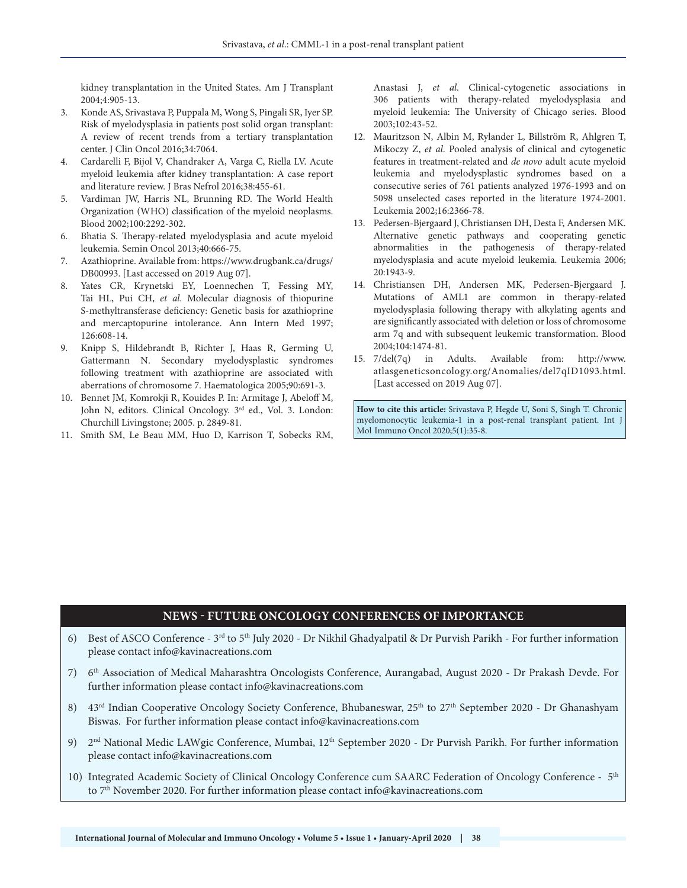kidney transplantation in the United States. Am J Transplant 2004;4:905-13.

3. Konde AS, Srivastava P, Puppala M, Wong S, Pingali SR, Iyer SP. Risk of myelodysplasia in patients post solid organ transplant: A review of recent trends from a tertiary transplantation center. J Clin Oncol 2016;34:7064.
4. Cardarelli F, Bijol V, Chandraker A, Varga C, Riella LV. Acute myeloid leukemia after kidney transplantation: A case report and literature review. J Bras Nefrol 2016;38:455-61.
5. Vardiman JW, Harris NL, Brunning RD. The World Health Organization (WHO) classification of the myeloid neoplasms. Blood 2002;100:2292-302.
6. Bhatia S. Therapy-related myelodysplasia and acute myeloid leukemia. Semin Oncol 2013;40:666-75.
7. Azathioprine. Available from: https://www.drugbank.ca/drugs/DB00993. [Last accessed on 2019 Aug 07].
8. Yates CR, Krynetski EY, Loennechen T, Fessing MY, Tai HL, Pui CH, *et al*. Molecular diagnosis of thiopurine S-methyltransferase deficiency: Genetic basis for azathioprine and mercaptopurine intolerance. Ann Intern Med 1997; 126:608-14.
9. Knipp S, Hildebrandt B, Richter J, Haas R, Germing U, Gattermann N. Secondary myelodysplastic syndromes following treatment with azathioprine are associated with aberrations of chromosome 7. Haematologica 2005;90:691-3.
10. Bennet JM, Komrokji R, Kouides P. In: Armitage J, Abeloff M, John N, editors. Clinical Oncology. 3rd ed., Vol. 3. London: Churchill Livingstone; 2005. p. 2849-81.
11. Smith SM, Le Beau MM, Huo D, Karrison T, Sobecks RM, Anastasi J, *et al*. Clinical-cytogenetic associations in 306 patients with therapy-related myelodysplasia and myeloid leukemia: The University of Chicago series. Blood 2003;102:43-52.
12. Mauritzson N, Albin M, Rylander L, Billström R, Ahlgren T, Mikoczy Z, *et al*. Pooled analysis of clinical and cytogenetic features in treatment-related and *de novo* adult acute myeloid leukemia and myelodysplastic syndromes based on a consecutive series of 761 patients analyzed 1976-1993 and on 5098 unselected cases reported in the literature 1974-2001. Leukemia 2002;16:2366-78.
13. Pedersen-Bjergaard J, Christiansen DH, Desta F, Andersen MK. Alternative genetic pathways and cooperating genetic abnormalities in the pathogenesis of therapy-related myelodysplasia and acute myeloid leukemia. Leukemia 2006; 20:1943-9.
14. Christiansen DH, Andersen MK, Pedersen-Bjergaard J. Mutations of AML1 are common in therapy-related myelodysplasia following therapy with alkylating agents and are significantly associated with deletion or loss of chromosome arm 7q and with subsequent leukemic transformation. Blood 2004;104:1474-81.
15. 7/del(7q) in Adults. Available from: http://www.atlasgeneticsoncology.org/Anomalies/del7qID1093.html. [Last accessed on 2019 Aug 07].

**How to cite this article:** Srivastava P, Hegde U, Soni S, Singh T. Chronic myelomonocytic leukemia-1 in a post-renal transplant patient. Int J Mol Immuno Oncol 2020;5(1):35-8.

## NEWS - FUTURE ONCOLOGY CONFERENCES OF IMPORTANCE

6) Best of ASCO Conference - 3rd to 5th July 2020 - Dr Nikhil Ghadyalpatil & Dr Purvish Parikh - For further information please contact info@kavinacreations.com
7) 6th Association of Medical Maharashtra Oncologists Conference, Aurangabad, August 2020 - Dr Prakash Devde. For further information please contact info@kavinacreations.com
8) 43rd Indian Cooperative Oncology Society Conference, Bhubaneswar, 25th to 27th September 2020 - Dr Ghanashyam Biswas. For further information please contact info@kavinacreations.com
9) 2nd National Medic LAWgic Conference, Mumbai, 12th September 2020 - Dr Purvish Parikh. For further information please contact info@kavinacreations.com
10) Integrated Academic Society of Clinical Oncology Conference cum SAARC Federation of Oncology Conference - 5th to 7th November 2020. For further information please contact info@kavinacreations.com